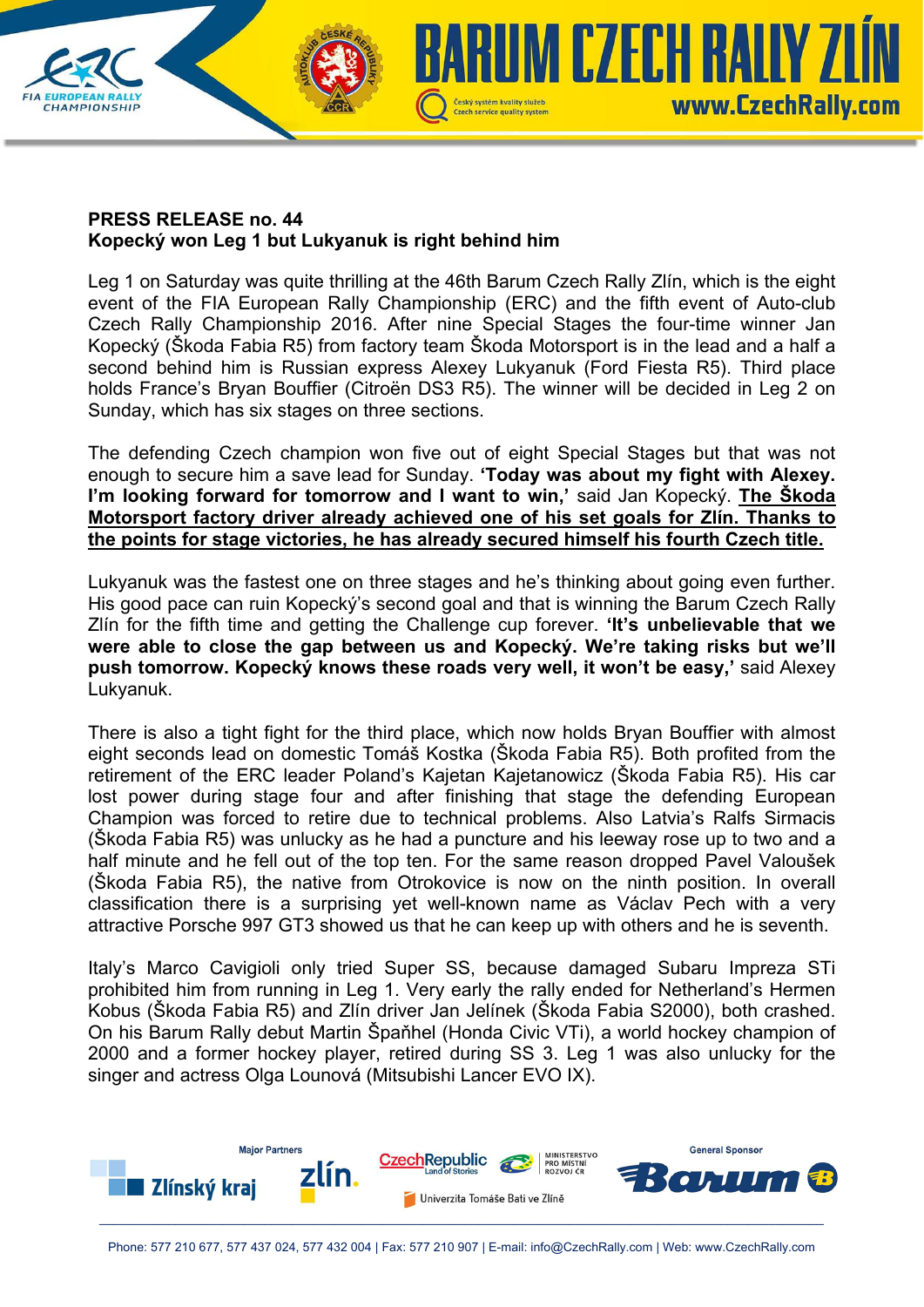**PRESS RELEASE no. 44**
**Kopecký won Leg 1 but Lukyanuk is right behind him**

Leg 1 on Saturday was quite thrilling at the 46th Barum Czech Rally Zlín, which is the eight event of the FIA European Rally Championship (ERC) and the fifth event of Auto-club Czech Rally Championship 2016. After nine Special Stages the four-time winner Jan Kopecký (Škoda Fabia R5) from factory team Škoda Motorsport is in the lead and a half a second behind him is Russian express Alexey Lukyanuk (Ford Fiesta R5). Third place holds France's Bryan Bouffier (Citroën DS3 R5). The winner will be decided in Leg 2 on Sunday, which has six stages on three sections.

The defending Czech champion won five out of eight Special Stages but that was not enough to secure him a save lead for Sunday. **'Today was about my fight with Alexey. I'm looking forward for tomorrow and I want to win,'** said Jan Kopecký. **The Škoda Motorsport factory driver already achieved one of his set goals for Zlín. Thanks to the points for stage victories, he has already secured himself his fourth Czech title.**

Lukyanuk was the fastest one on three stages and he's thinking about going even further. His good pace can ruin Kopecký's second goal and that is winning the Barum Czech Rally Zlín for the fifth time and getting the Challenge cup forever. **'It's unbelievable that we were able to close the gap between us and Kopecký. We're taking risks but we'll push tomorrow. Kopecký knows these roads very well, it won't be easy,'** said Alexey Lukyanuk.

There is also a tight fight for the third place, which now holds Bryan Bouffier with almost eight seconds lead on domestic Tomáš Kostka (Škoda Fabia R5). Both profited from the retirement of the ERC leader Poland's Kajetan Kajetanowicz (Škoda Fabia R5). His car lost power during stage four and after finishing that stage the defending European Champion was forced to retire due to technical problems. Also Latvia's Ralfs Sirmacis (Škoda Fabia R5) was unlucky as he had a puncture and his leeway rose up to two and a half minute and he fell out of the top ten. For the same reason dropped Pavel Valoušek (Škoda Fabia R5), the native from Otrokovice is now on the ninth position. In overall classification there is a surprising yet well-known name as Václav Pech with a very attractive Porsche 997 GT3 showed us that he can keep up with others and he is seventh.

Italy's Marco Cavigioli only tried Super SS, because damaged Subaru Impreza STi prohibited him from running in Leg 1. Very early the rally ended for Netherland's Hermen Kobus (Škoda Fabia R5) and Zlín driver Jan Jelínek (Škoda Fabia S2000), both crashed. On his Barum Rally debut Martin Špaňhel (Honda Civic VTi), a world hockey champion of 2000 and a former hockey player, retired during SS 3. Leg 1 was also unlucky for the singer and actress Olga Lounová (Mitsubishi Lancer EVO IX).

Phone: 577 210 677, 577 437 024, 577 432 004 | Fax: 577 210 907 | E-mail: info@CzechRally.com | Web: www.CzechRally.com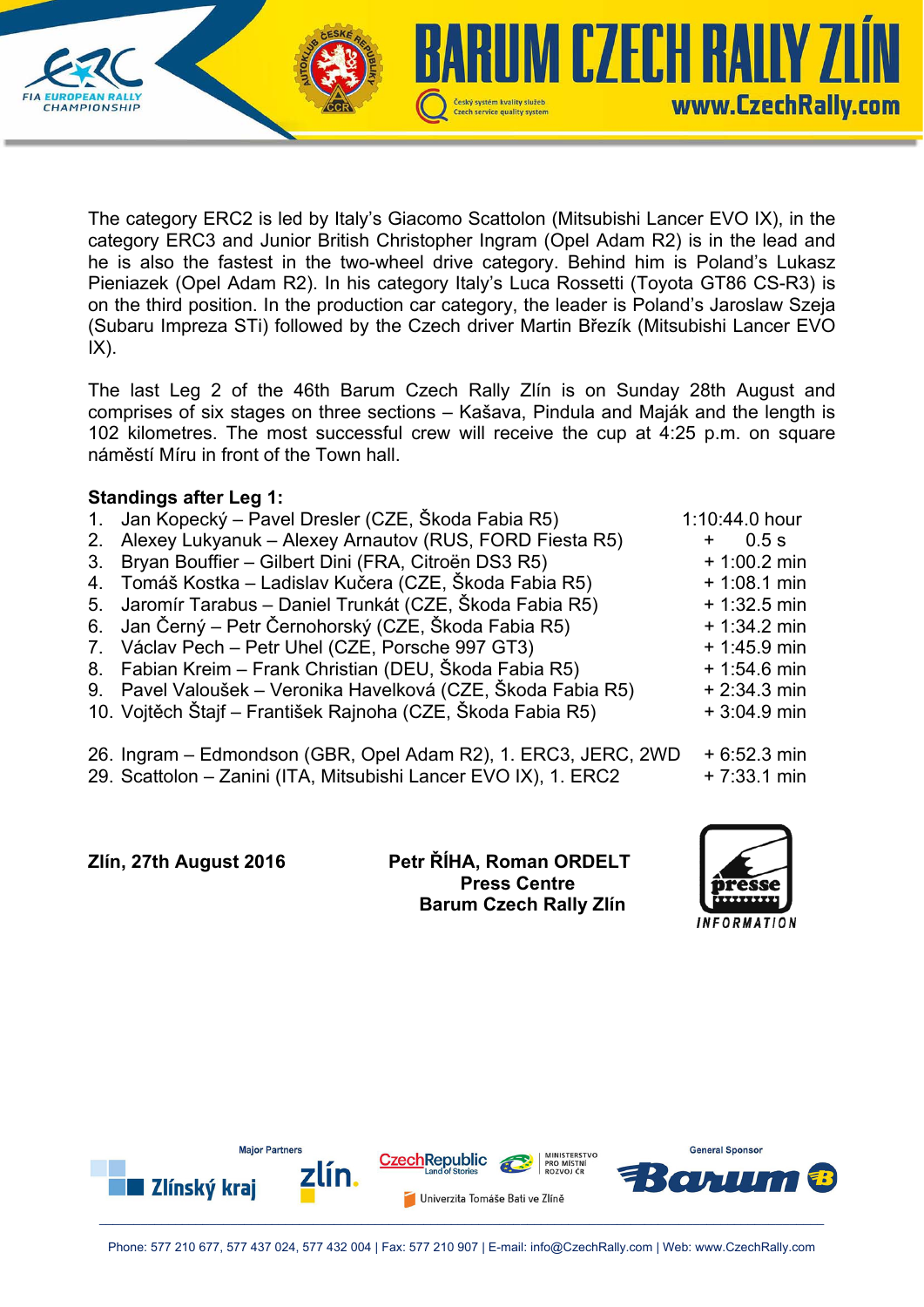The category ERC2 is led by Italy's Giacomo Scattolon (Mitsubishi Lancer EVO IX), in the category ERC3 and Junior British Christopher Ingram (Opel Adam R2) is in the lead and he is also the fastest in the two-wheel drive category. Behind him is Poland's Lukasz Pieniazek (Opel Adam R2). In his category Italy's Luca Rossetti (Toyota GT86 CS-R3) is on the third position. In the production car category, the leader is Poland's Jaroslaw Szeja (Subaru Impreza STi) followed by the Czech driver Martin Březík (Mitsubishi Lancer EVO IX).

The last Leg 2 of the 46th Barum Czech Rally Zlín is on Sunday 28th August and comprises of six stages on three sections – Kašava, Pindula and Maják and the length is 102 kilometres. The most successful crew will receive the cup at 4:25 p.m. on square náměstí Míru in front of the Town hall.

**Standings after Leg 1:**

| | | |
|---|---|---|
| 1. | Jan Kopecký – Pavel Dresler (CZE, Škoda Fabia R5) | 1:10:44.0 hour |
| 2. | Alexey Lukyanuk – Alexey Arnautov (RUS, FORD Fiesta R5) | + 0.5 s |
| 3. | Bryan Bouffier – Gilbert Dini (FRA, Citroën DS3 R5) | + 1:00.2 min |
| 4. | Tomáš Kostka – Ladislav Kučera (CZE, Škoda Fabia R5) | + 1:08.1 min |
| 5. | Jaromír Tarabus – Daniel Trunkát (CZE, Škoda Fabia R5) | + 1:32.5 min |
| 6. | Jan Černý – Petr Černohorský (CZE, Škoda Fabia R5) | + 1:34.2 min |
| 7. | Václav Pech – Petr Uhel (CZE, Porsche 997 GT3) | + 1:45.9 min |
| 8. | Fabian Kreim – Frank Christian (DEU, Škoda Fabia R5) | + 1:54.6 min |
| 9. | Pavel Valoušek – Veronika Havelková (CZE, Škoda Fabia R5) | + 2:34.3 min |
| 10. | Vojtěch Štajf – František Rajnoha (CZE, Škoda Fabia R5) | + 3:04.9 min |
| 26. | Ingram – Edmondson (GBR, Opel Adam R2), 1. ERC3, JERC, 2WD | + 6:52.3 min |
| 29. | Scattolon – Zanini (ITA, Mitsubishi Lancer EVO IX), 1. ERC2 | + 7:33.1 min |

**Zlín, 27th August 2016**

**Petr ŘÍHA, Roman ORDELT**
**Press Centre**
**Barum Czech Rally Zlín**